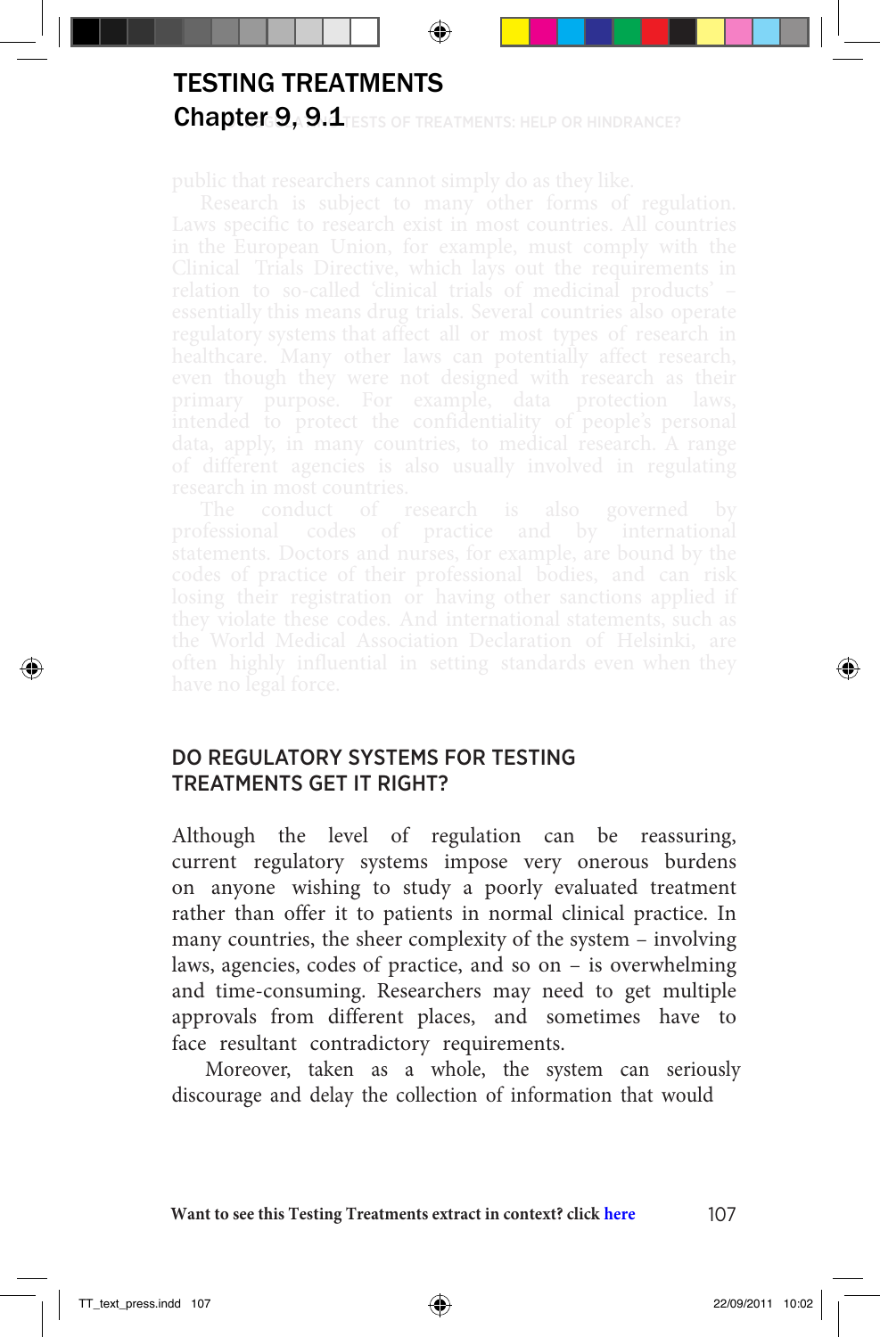# TESTING TREATMENTS

## Chapter 9, 9.1

### DO REGULATORY SYSTEMS FOR TESTING TREATMENTS GET IT RIGHT?

Although the level of regulation can be reassuring, current regulatory systems impose very onerous burdens on anyone wishing to study a poorly evaluated treatment rather than offer it to patients in normal clinical practice. In many countries, the sheer complexity of the system – involving laws, agencies, codes of practice, and so on – is overwhelming and time-consuming. Researchers may need to get multiple approvals from different places, and sometimes have to face resultant contradictory requirements.

Moreover, taken as a whole, the system can seriously discourage and delay the collection of information that would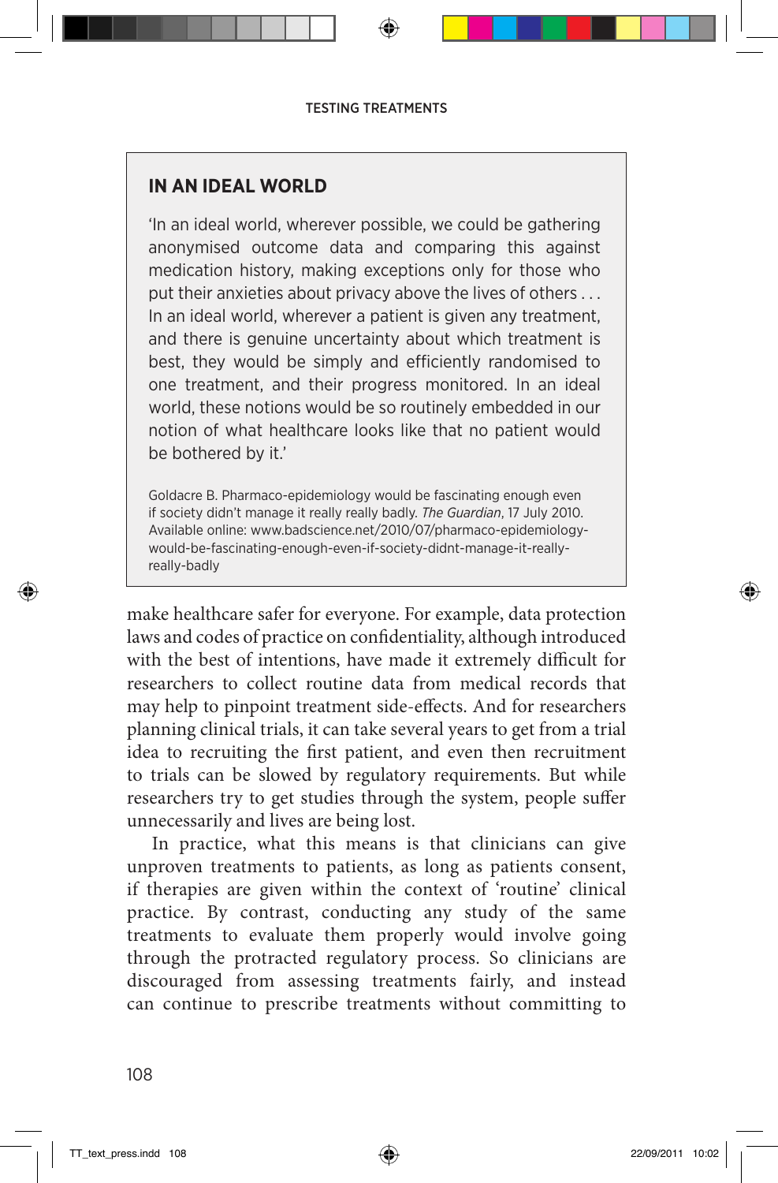### IN AN IDEAL WORLD

'In an ideal world, wherever possible, we could be gathering anonymised outcome data and comparing this against medication history, making exceptions only for those who put their anxieties about privacy above the lives of others . . . In an ideal world, wherever a patient is given any treatment, and there is genuine uncertainty about which treatment is best, they would be simply and efficiently randomised to one treatment, and their progress monitored. In an ideal world, these notions would be so routinely embedded in our notion of what healthcare looks like that no patient would be bothered by it.'

Goldacre B. Pharmaco-epidemiology would be fascinating enough even if society didn't manage it really really badly. *The Guardian*, 17 July 2010. Available online: www.badscience.net/2010/07/pharmaco-epidemiology-would-be-fascinating-enough-even-if-society-didnt-manage-it-really-really-badly

make healthcare safer for everyone. For example, data protection laws and codes of practice on confidentiality, although introduced with the best of intentions, have made it extremely difficult for researchers to collect routine data from medical records that may help to pinpoint treatment side-effects. And for researchers planning clinical trials, it can take several years to get from a trial idea to recruiting the first patient, and even then recruitment to trials can be slowed by regulatory requirements. But while researchers try to get studies through the system, people suffer unnecessarily and lives are being lost.

In practice, what this means is that clinicians can give unproven treatments to patients, as long as patients consent, if therapies are given within the context of 'routine' clinical practice. By contrast, conducting any study of the same treatments to evaluate them properly would involve going through the protracted regulatory process. So clinicians are discouraged from assessing treatments fairly, and instead can continue to prescribe treatments without committing to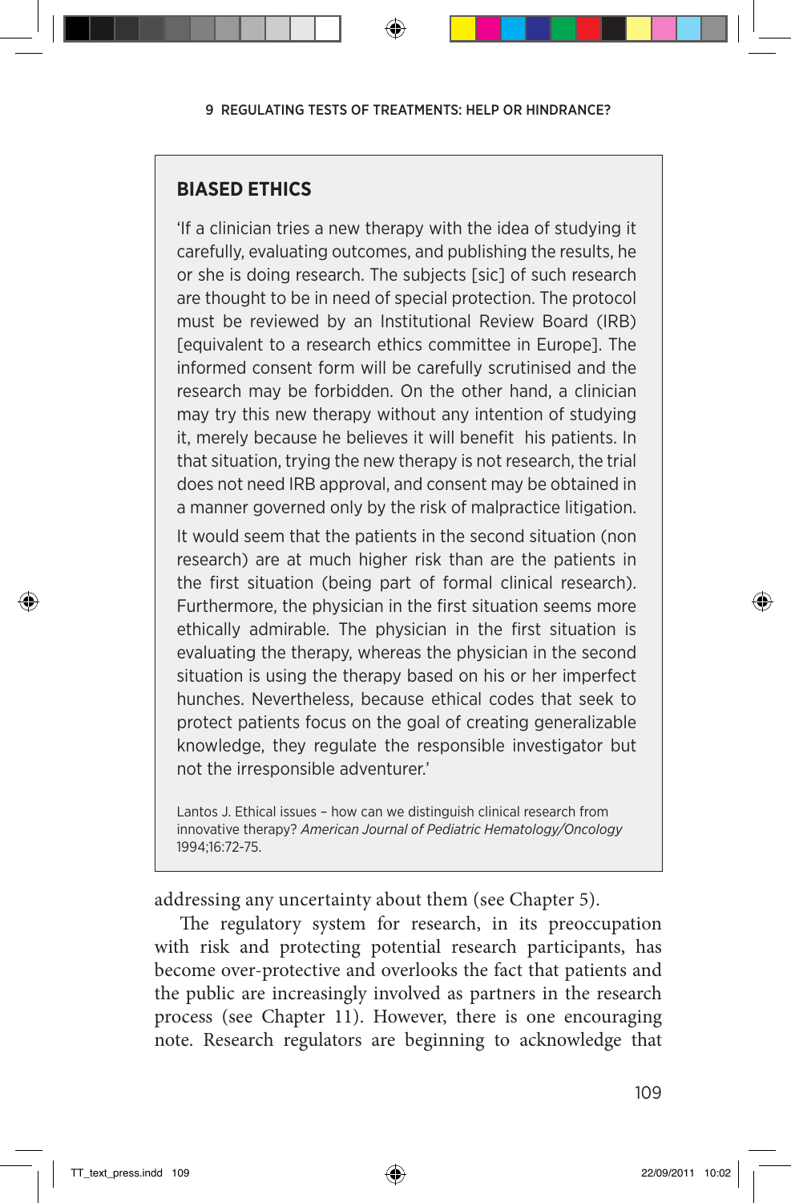## BIASED ETHICS

'If a clinician tries a new therapy with the idea of studying it carefully, evaluating outcomes, and publishing the results, he or she is doing research. The subjects [sic] of such research are thought to be in need of special protection. The protocol must be reviewed by an Institutional Review Board (IRB) [equivalent to a research ethics committee in Europe]. The informed consent form will be carefully scrutinised and the research may be forbidden. On the other hand, a clinician may try this new therapy without any intention of studying it, merely because he believes it will benefit his patients. In that situation, trying the new therapy is not research, the trial does not need IRB approval, and consent may be obtained in a manner governed only by the risk of malpractice litigation.

It would seem that the patients in the second situation (non research) are at much higher risk than are the patients in the first situation (being part of formal clinical research). Furthermore, the physician in the first situation seems more ethically admirable. The physician in the first situation is evaluating the therapy, whereas the physician in the second situation is using the therapy based on his or her imperfect hunches. Nevertheless, because ethical codes that seek to protect patients focus on the goal of creating generalizable knowledge, they regulate the responsible investigator but not the irresponsible adventurer.'

Lantos J. Ethical issues – how can we distinguish clinical research from innovative therapy? *American Journal of Pediatric Hematology/Oncology* 1994;16:72-75.

addressing any uncertainty about them (see Chapter 5).

The regulatory system for research, in its preoccupation with risk and protecting potential research participants, has become over-protective and overlooks the fact that patients and the public are increasingly involved as partners in the research process (see Chapter 11). However, there is one encouraging note. Research regulators are beginning to acknowledge that